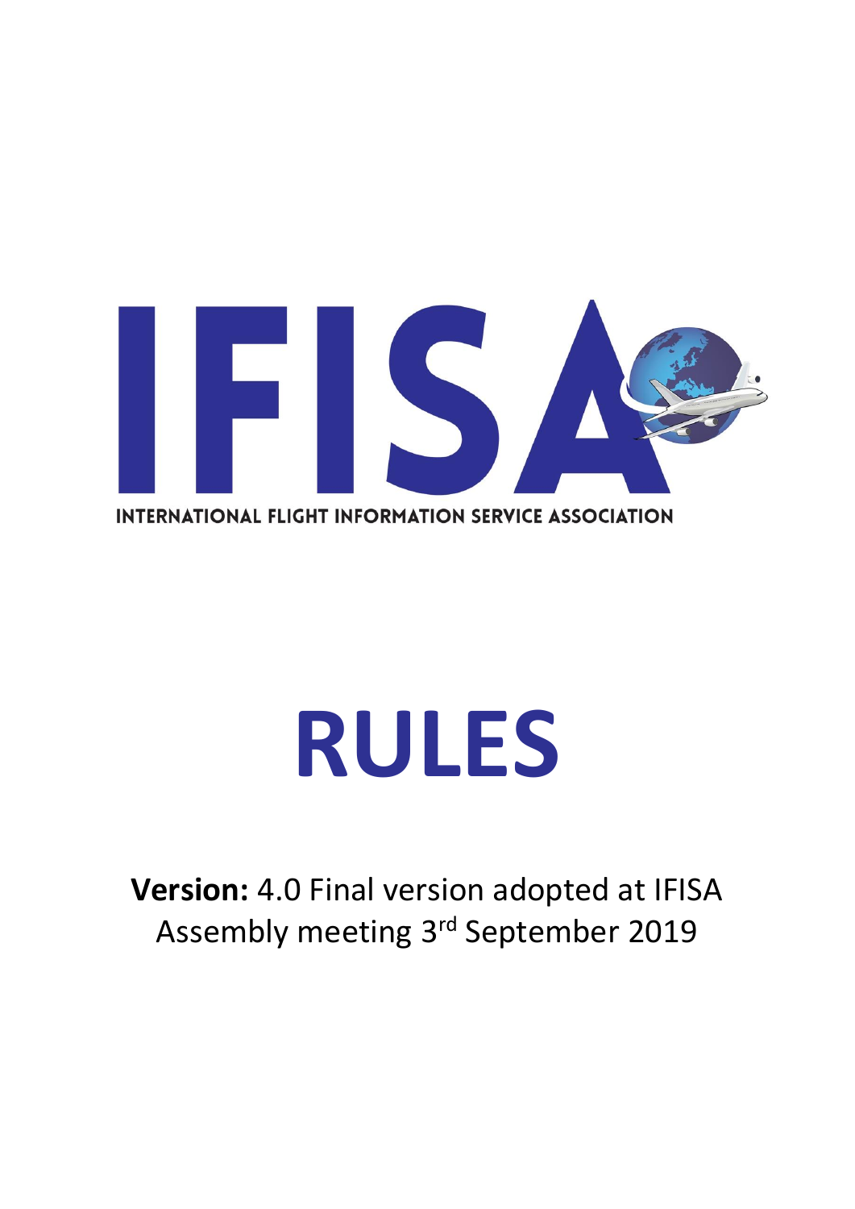# IFISA

INTERNATIONAL FLIGHT INFORMATION SERVICE ASSOCIATION

# RULES

**Version:** 4.0 Final version adopted at IFISA Assembly meeting 3rd September 2019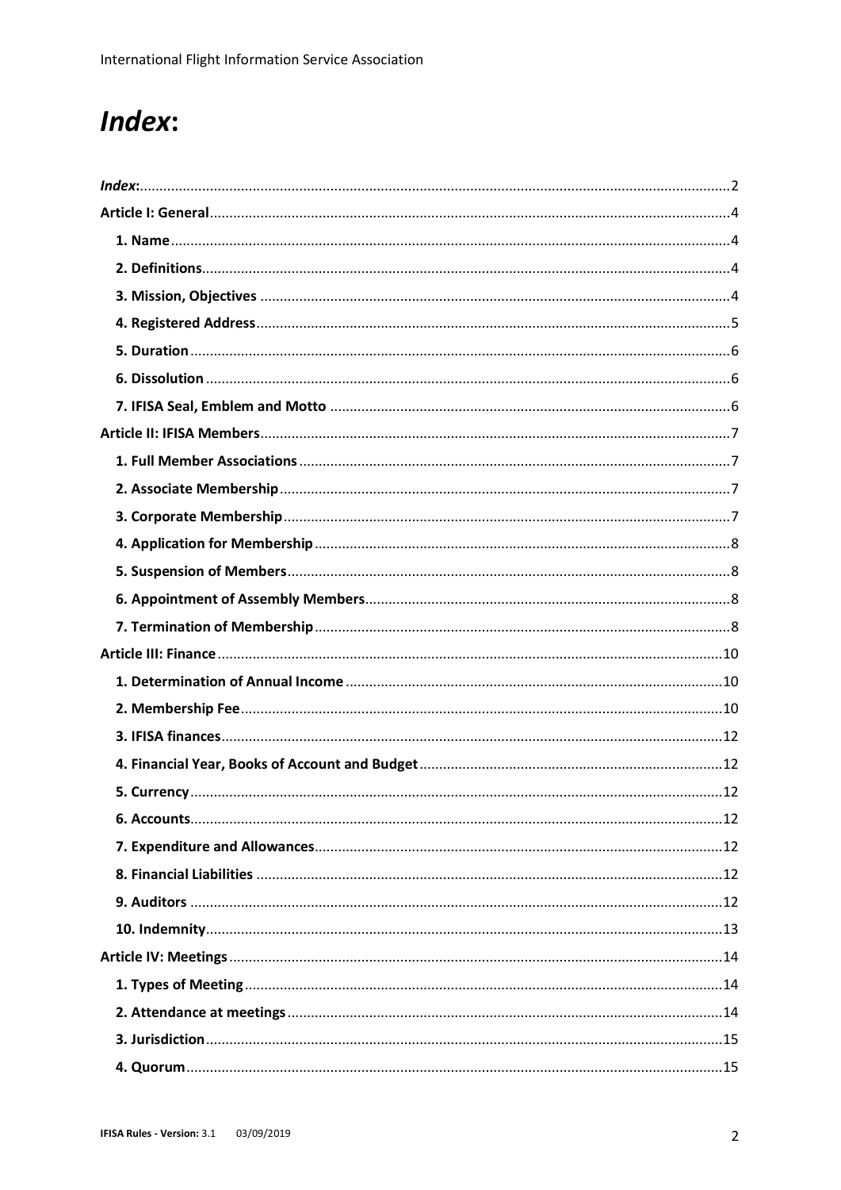# *Index*:

*Index*: 2
**Article I: General** 4
- **1. Name** 4
- **2. Definitions** 4
- **3. Mission, Objectives** 4
- **4. Registered Address** 5
- **5. Duration** 6
- **6. Dissolution** 6
- **7. IFISA Seal, Emblem and Motto** 6

**Article II: IFISA Members** 7
- **1. Full Member Associations** 7
- **2. Associate Membership** 7
- **3. Corporate Membership** 7
- **4. Application for Membership** 8
- **5. Suspension of Members** 8
- **6. Appointment of Assembly Members** 8
- **7. Termination of Membership** 8

**Article III: Finance** 10
- **1. Determination of Annual Income** 10
- **2. Membership Fee** 10
- **3. IFISA finances** 12
- **4. Financial Year, Books of Account and Budget** 12
- **5. Currency** 12
- **6. Accounts** 12
- **7. Expenditure and Allowances** 12
- **8. Financial Liabilities** 12
- **9. Auditors** 12
- **10. Indemnity** 13

**Article IV: Meetings** 14
- **1. Types of Meeting** 14
- **2. Attendance at meetings** 14
- **3. Jurisdiction** 15
- **4. Quorum** 15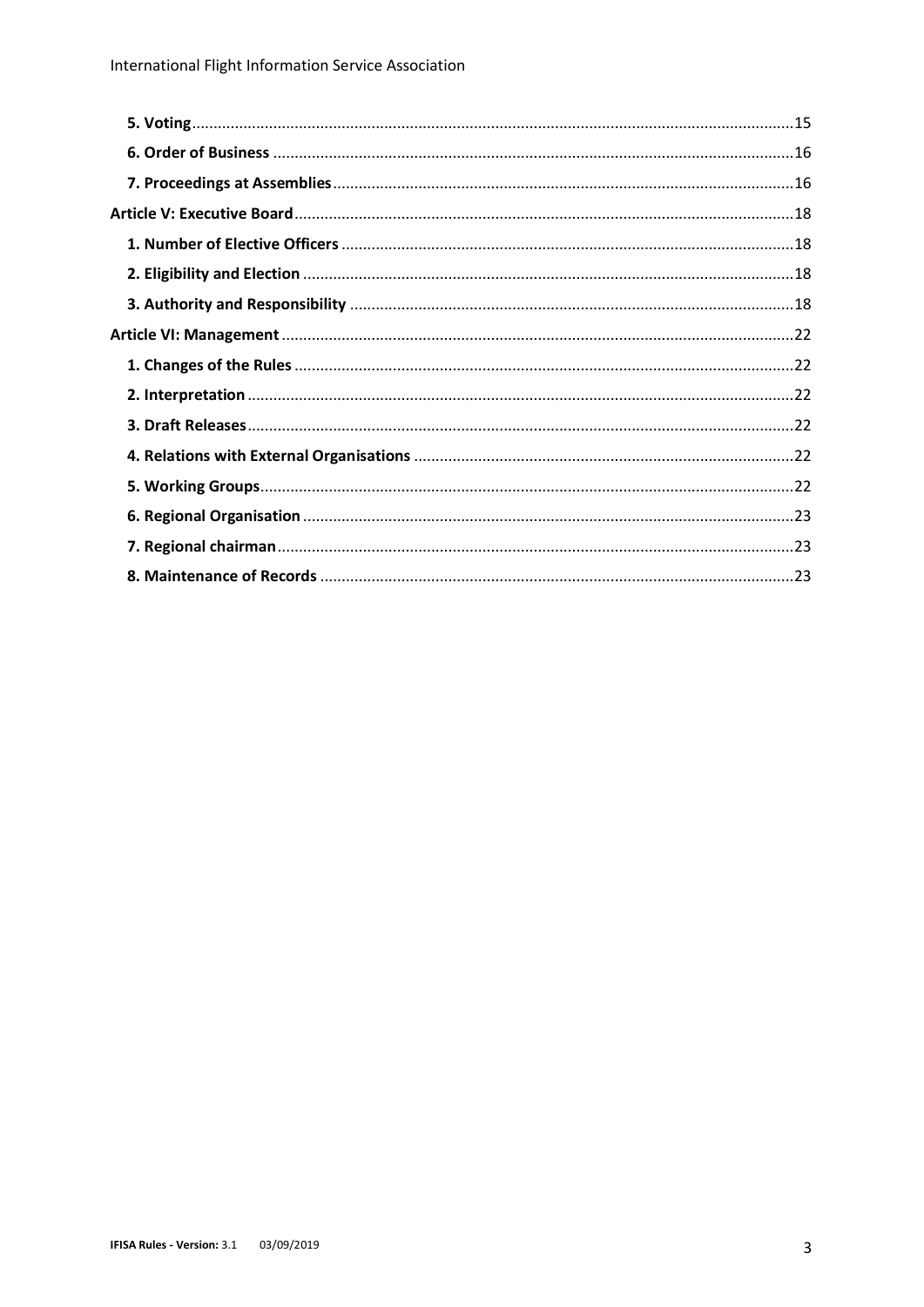**5. Voting** ........................................................ 15

**6. Order of Business** ........................................................ 16

**7. Proceedings at Assemblies** ........................................................ 16

**Article V: Executive Board** ........................................................ 18

**1. Number of Elective Officers** ........................................................ 18

**2. Eligibility and Election** ........................................................ 18

**3. Authority and Responsibility** ........................................................ 18

**Article VI: Management** ........................................................ 22

**1. Changes of the Rules** ........................................................ 22

**2. Interpretation** ........................................................ 22

**3. Draft Releases** ........................................................ 22

**4. Relations with External Organisations** ........................................................ 22

**5. Working Groups** ........................................................ 22

**6. Regional Organisation** ........................................................ 23

**7. Regional chairman** ........................................................ 23

**8. Maintenance of Records** ........................................................ 23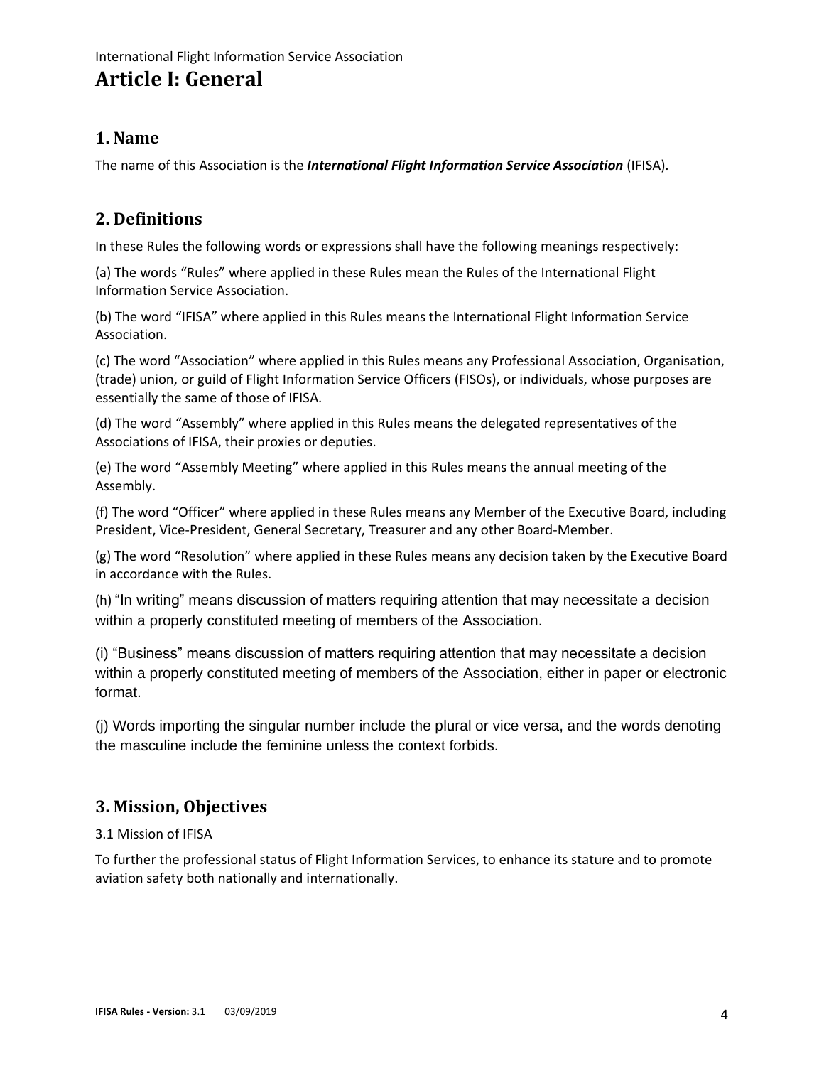International Flight Information Service Association

# Article I: General

## 1. Name

The name of this Association is the ***International Flight Information Service Association*** (IFISA).

## 2. Definitions

In these Rules the following words or expressions shall have the following meanings respectively:

(a) The words "Rules" where applied in these Rules mean the Rules of the International Flight Information Service Association.

(b) The word "IFISA" where applied in this Rules means the International Flight Information Service Association.

(c) The word "Association" where applied in this Rules means any Professional Association, Organisation, (trade) union, or guild of Flight Information Service Officers (FISOs), or individuals, whose purposes are essentially the same of those of IFISA.

(d) The word "Assembly" where applied in this Rules means the delegated representatives of the Associations of IFISA, their proxies or deputies.

(e) The word "Assembly Meeting" where applied in this Rules means the annual meeting of the Assembly.

(f) The word "Officer" where applied in these Rules means any Member of the Executive Board, including President, Vice-President, General Secretary, Treasurer and any other Board-Member.

(g) The word "Resolution" where applied in these Rules means any decision taken by the Executive Board in accordance with the Rules.

(h) "In writing" means discussion of matters requiring attention that may necessitate a decision within a properly constituted meeting of members of the Association.

(i) "Business" means discussion of matters requiring attention that may necessitate a decision within a properly constituted meeting of members of the Association, either in paper or electronic format.

(j) Words importing the singular number include the plural or vice versa, and the words denoting the masculine include the feminine unless the context forbids.

## 3. Mission, Objectives

3.1 Mission of IFISA

To further the professional status of Flight Information Services, to enhance its stature and to promote aviation safety both nationally and internationally.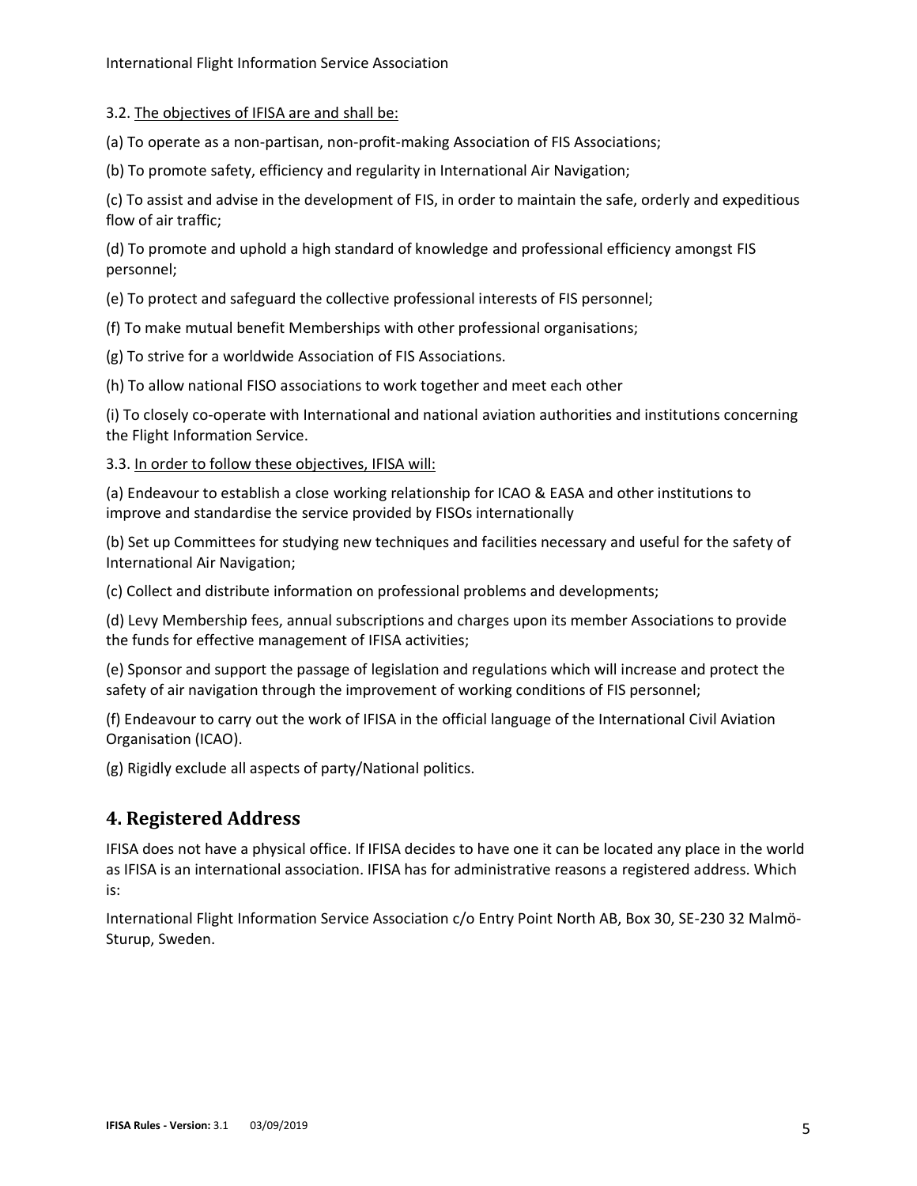3.2. <u>The objectives of IFISA are and shall be:</u>

(a) To operate as a non-partisan, non-profit-making Association of FIS Associations;

(b) To promote safety, efficiency and regularity in International Air Navigation;

(c) To assist and advise in the development of FIS, in order to maintain the safe, orderly and expeditious flow of air traffic;

(d) To promote and uphold a high standard of knowledge and professional efficiency amongst FIS personnel;

(e) To protect and safeguard the collective professional interests of FIS personnel;

(f) To make mutual benefit Memberships with other professional organisations;

(g) To strive for a worldwide Association of FIS Associations.

(h) To allow national FISO associations to work together and meet each other

(i) To closely co-operate with International and national aviation authorities and institutions concerning the Flight Information Service.

3.3. <u>In order to follow these objectives, IFISA will:</u>

(a) Endeavour to establish a close working relationship for ICAO & EASA and other institutions to improve and standardise the service provided by FISOs internationally

(b) Set up Committees for studying new techniques and facilities necessary and useful for the safety of International Air Navigation;

(c) Collect and distribute information on professional problems and developments;

(d) Levy Membership fees, annual subscriptions and charges upon its member Associations to provide the funds for effective management of IFISA activities;

(e) Sponsor and support the passage of legislation and regulations which will increase and protect the safety of air navigation through the improvement of working conditions of FIS personnel;

(f) Endeavour to carry out the work of IFISA in the official language of the International Civil Aviation Organisation (ICAO).

(g) Rigidly exclude all aspects of party/National politics.

## 4. Registered Address

IFISA does not have a physical office. If IFISA decides to have one it can be located any place in the world as IFISA is an international association. IFISA has for administrative reasons a registered address. Which is:

International Flight Information Service Association c/o Entry Point North AB, Box 30, SE-230 32 Malmö-Sturup, Sweden.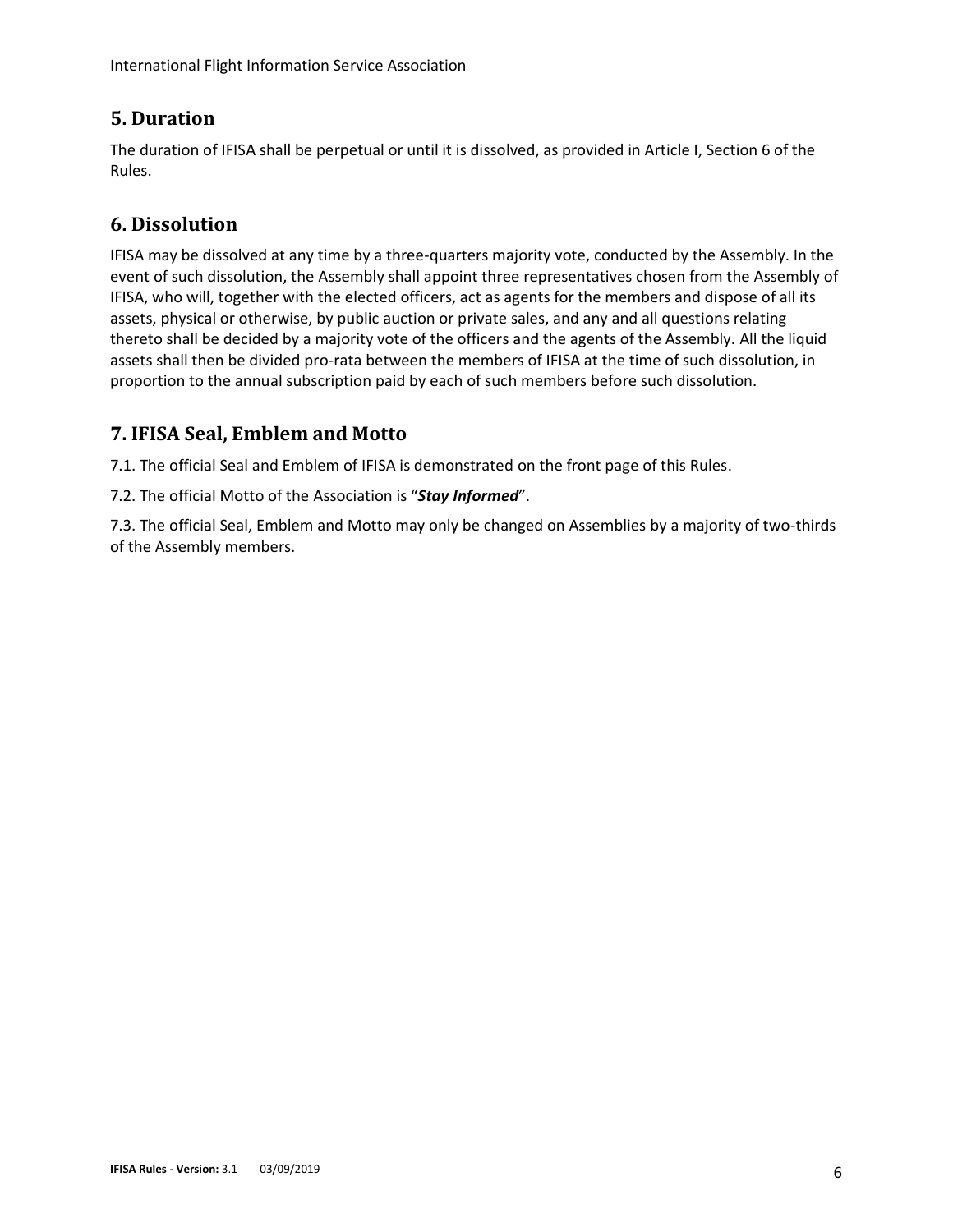## 5. Duration

The duration of IFISA shall be perpetual or until it is dissolved, as provided in Article I, Section 6 of the Rules.

## 6. Dissolution

IFISA may be dissolved at any time by a three-quarters majority vote, conducted by the Assembly. In the event of such dissolution, the Assembly shall appoint three representatives chosen from the Assembly of IFISA, who will, together with the elected officers, act as agents for the members and dispose of all its assets, physical or otherwise, by public auction or private sales, and any and all questions relating thereto shall be decided by a majority vote of the officers and the agents of the Assembly. All the liquid assets shall then be divided pro-rata between the members of IFISA at the time of such dissolution, in proportion to the annual subscription paid by each of such members before such dissolution.

## 7. IFISA Seal, Emblem and Motto

7.1. The official Seal and Emblem of IFISA is demonstrated on the front page of this Rules.

7.2. The official Motto of the Association is "***Stay Informed***".

7.3. The official Seal, Emblem and Motto may only be changed on Assemblies by a majority of two-thirds of the Assembly members.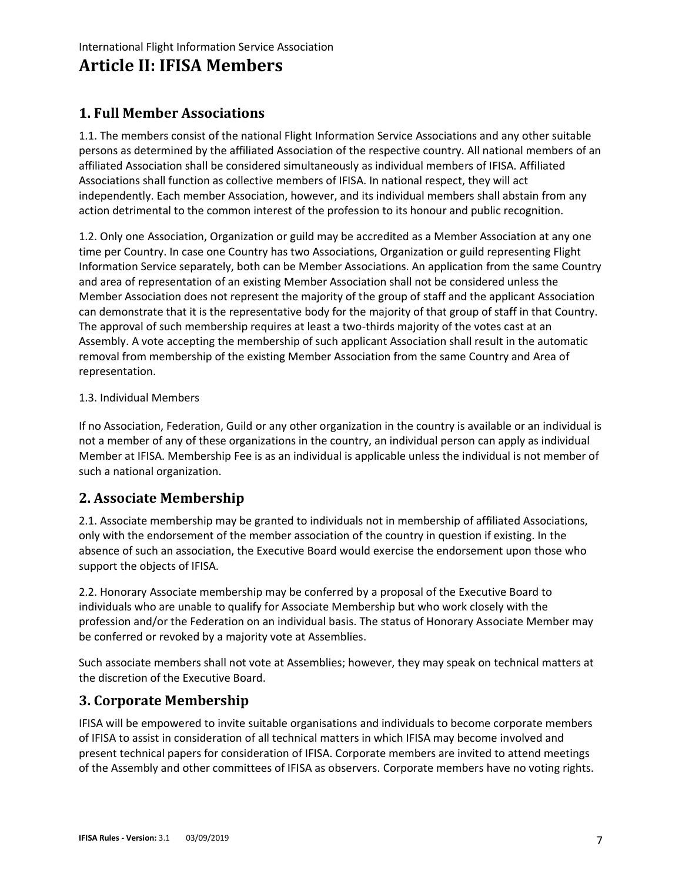# Article II: IFISA Members

## 1. Full Member Associations

1.1. The members consist of the national Flight Information Service Associations and any other suitable persons as determined by the affiliated Association of the respective country. All national members of an affiliated Association shall be considered simultaneously as individual members of IFISA. Affiliated Associations shall function as collective members of IFISA. In national respect, they will act independently. Each member Association, however, and its individual members shall abstain from any action detrimental to the common interest of the profession to its honour and public recognition.

1.2. Only one Association, Organization or guild may be accredited as a Member Association at any one time per Country. In case one Country has two Associations, Organization or guild representing Flight Information Service separately, both can be Member Associations. An application from the same Country and area of representation of an existing Member Association shall not be considered unless the Member Association does not represent the majority of the group of staff and the applicant Association can demonstrate that it is the representative body for the majority of that group of staff in that Country. The approval of such membership requires at least a two-thirds majority of the votes cast at an Assembly. A vote accepting the membership of such applicant Association shall result in the automatic removal from membership of the existing Member Association from the same Country and Area of representation.

1.3. Individual Members

If no Association, Federation, Guild or any other organization in the country is available or an individual is not a member of any of these organizations in the country, an individual person can apply as individual Member at IFISA. Membership Fee is as an individual is applicable unless the individual is not member of such a national organization.

## 2. Associate Membership

2.1. Associate membership may be granted to individuals not in membership of affiliated Associations, only with the endorsement of the member association of the country in question if existing. In the absence of such an association, the Executive Board would exercise the endorsement upon those who support the objects of IFISA.

2.2. Honorary Associate membership may be conferred by a proposal of the Executive Board to individuals who are unable to qualify for Associate Membership but who work closely with the profession and/or the Federation on an individual basis. The status of Honorary Associate Member may be conferred or revoked by a majority vote at Assemblies.

Such associate members shall not vote at Assemblies; however, they may speak on technical matters at the discretion of the Executive Board.

## 3. Corporate Membership

IFISA will be empowered to invite suitable organisations and individuals to become corporate members of IFISA to assist in consideration of all technical matters in which IFISA may become involved and present technical papers for consideration of IFISA. Corporate members are invited to attend meetings of the Assembly and other committees of IFISA as observers. Corporate members have no voting rights.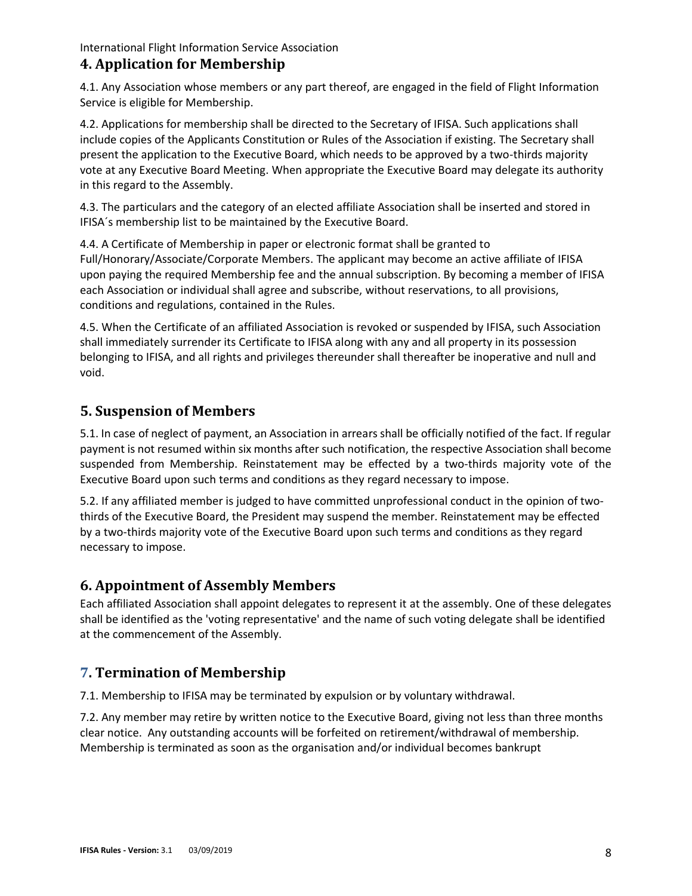## 4. Application for Membership

4.1. Any Association whose members or any part thereof, are engaged in the field of Flight Information Service is eligible for Membership.

4.2. Applications for membership shall be directed to the Secretary of IFISA. Such applications shall include copies of the Applicants Constitution or Rules of the Association if existing. The Secretary shall present the application to the Executive Board, which needs to be approved by a two-thirds majority vote at any Executive Board Meeting. When appropriate the Executive Board may delegate its authority in this regard to the Assembly.

4.3. The particulars and the category of an elected affiliate Association shall be inserted and stored in IFISA´s membership list to be maintained by the Executive Board.

4.4. A Certificate of Membership in paper or electronic format shall be granted to Full/Honorary/Associate/Corporate Members. The applicant may become an active affiliate of IFISA upon paying the required Membership fee and the annual subscription. By becoming a member of IFISA each Association or individual shall agree and subscribe, without reservations, to all provisions, conditions and regulations, contained in the Rules.

4.5. When the Certificate of an affiliated Association is revoked or suspended by IFISA, such Association shall immediately surrender its Certificate to IFISA along with any and all property in its possession belonging to IFISA, and all rights and privileges thereunder shall thereafter be inoperative and null and void.

## 5. Suspension of Members

5.1. In case of neglect of payment, an Association in arrears shall be officially notified of the fact. If regular payment is not resumed within six months after such notification, the respective Association shall become suspended from Membership. Reinstatement may be effected by a two-thirds majority vote of the Executive Board upon such terms and conditions as they regard necessary to impose.

5.2. If any affiliated member is judged to have committed unprofessional conduct in the opinion of two-thirds of the Executive Board, the President may suspend the member. Reinstatement may be effected by a two-thirds majority vote of the Executive Board upon such terms and conditions as they regard necessary to impose.

## 6. Appointment of Assembly Members

Each affiliated Association shall appoint delegates to represent it at the assembly. One of these delegates shall be identified as the 'voting representative' and the name of such voting delegate shall be identified at the commencement of the Assembly.

## 7. Termination of Membership

7.1. Membership to IFISA may be terminated by expulsion or by voluntary withdrawal.

7.2. Any member may retire by written notice to the Executive Board, giving not less than three months clear notice. Any outstanding accounts will be forfeited on retirement/withdrawal of membership. Membership is terminated as soon as the organisation and/or individual becomes bankrupt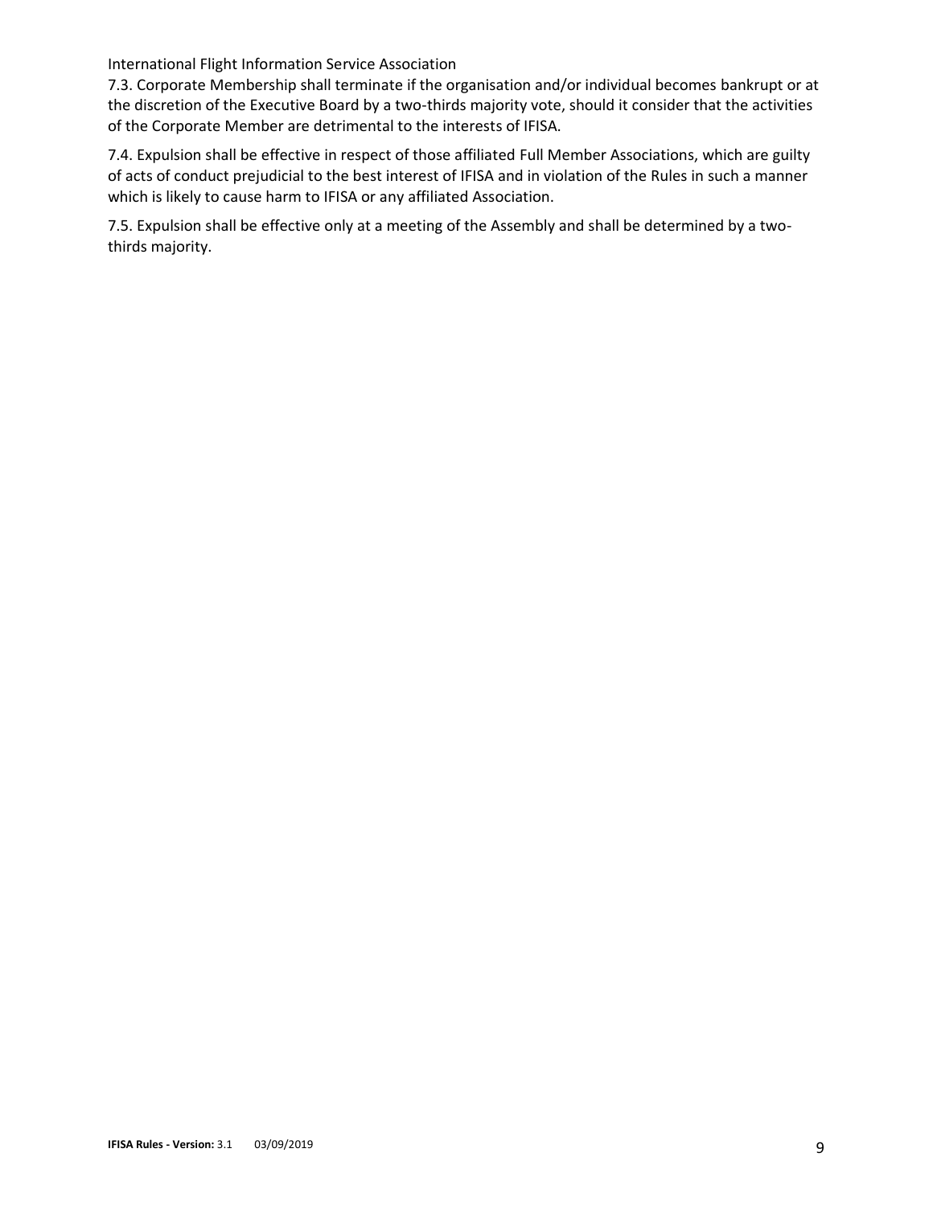7.3. Corporate Membership shall terminate if the organisation and/or individual becomes bankrupt or at the discretion of the Executive Board by a two-thirds majority vote, should it consider that the activities of the Corporate Member are detrimental to the interests of IFISA.

7.4. Expulsion shall be effective in respect of those affiliated Full Member Associations, which are guilty of acts of conduct prejudicial to the best interest of IFISA and in violation of the Rules in such a manner which is likely to cause harm to IFISA or any affiliated Association.

7.5. Expulsion shall be effective only at a meeting of the Assembly and shall be determined by a two-thirds majority.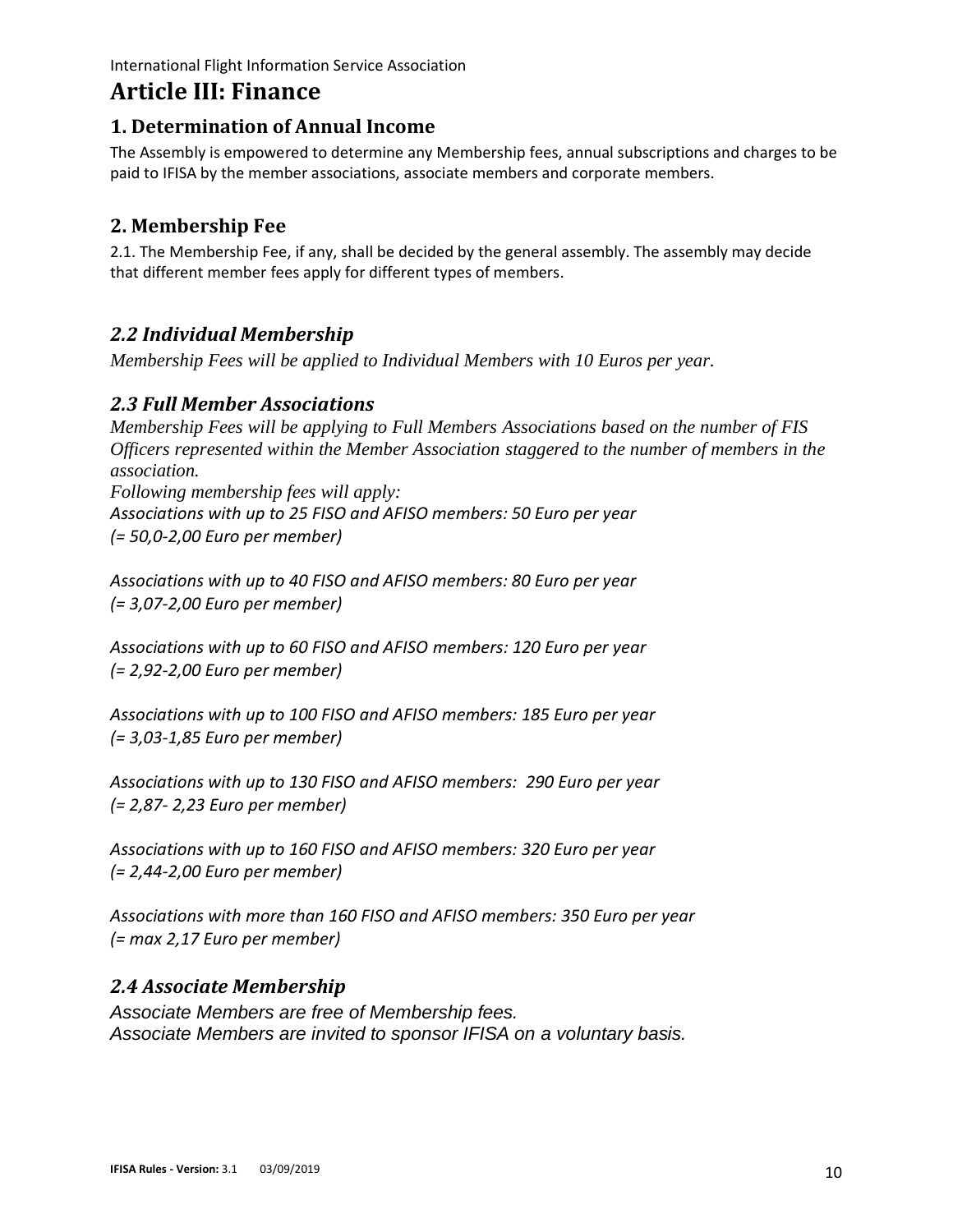# Article III: Finance

## 1. Determination of Annual Income

The Assembly is empowered to determine any Membership fees, annual subscriptions and charges to be paid to IFISA by the member associations, associate members and corporate members.

## 2. Membership Fee

2.1. The Membership Fee, if any, shall be decided by the general assembly. The assembly may decide that different member fees apply for different types of members.

### *2.2 Individual Membership*

*Membership Fees will be applied to Individual Members with 10 Euros per year.*

### *2.3 Full Member Associations*

*Membership Fees will be applying to Full Members Associations based on the number of FIS Officers represented within the Member Association staggered to the number of members in the association.*
*Following membership fees will apply:*
*Associations with up to 25 FISO and AFISO members: 50 Euro per year*
*(= 50,0-2,00 Euro per member)*

*Associations with up to 40 FISO and AFISO members: 80 Euro per year*
*(= 3,07-2,00 Euro per member)*

*Associations with up to 60 FISO and AFISO members: 120 Euro per year*
*(= 2,92-2,00 Euro per member)*

*Associations with up to 100 FISO and AFISO members: 185 Euro per year*
*(= 3,03-1,85 Euro per member)*

*Associations with up to 130 FISO and AFISO members: 290 Euro per year*
*(= 2,87- 2,23 Euro per member)*

*Associations with up to 160 FISO and AFISO members: 320 Euro per year*
*(= 2,44-2,00 Euro per member)*

*Associations with more than 160 FISO and AFISO members: 350 Euro per year*
*(= max 2,17 Euro per member)*

### *2.4 Associate Membership*

*Associate Members are free of Membership fees.*
*Associate Members are invited to sponsor IFISA on a voluntary basis.*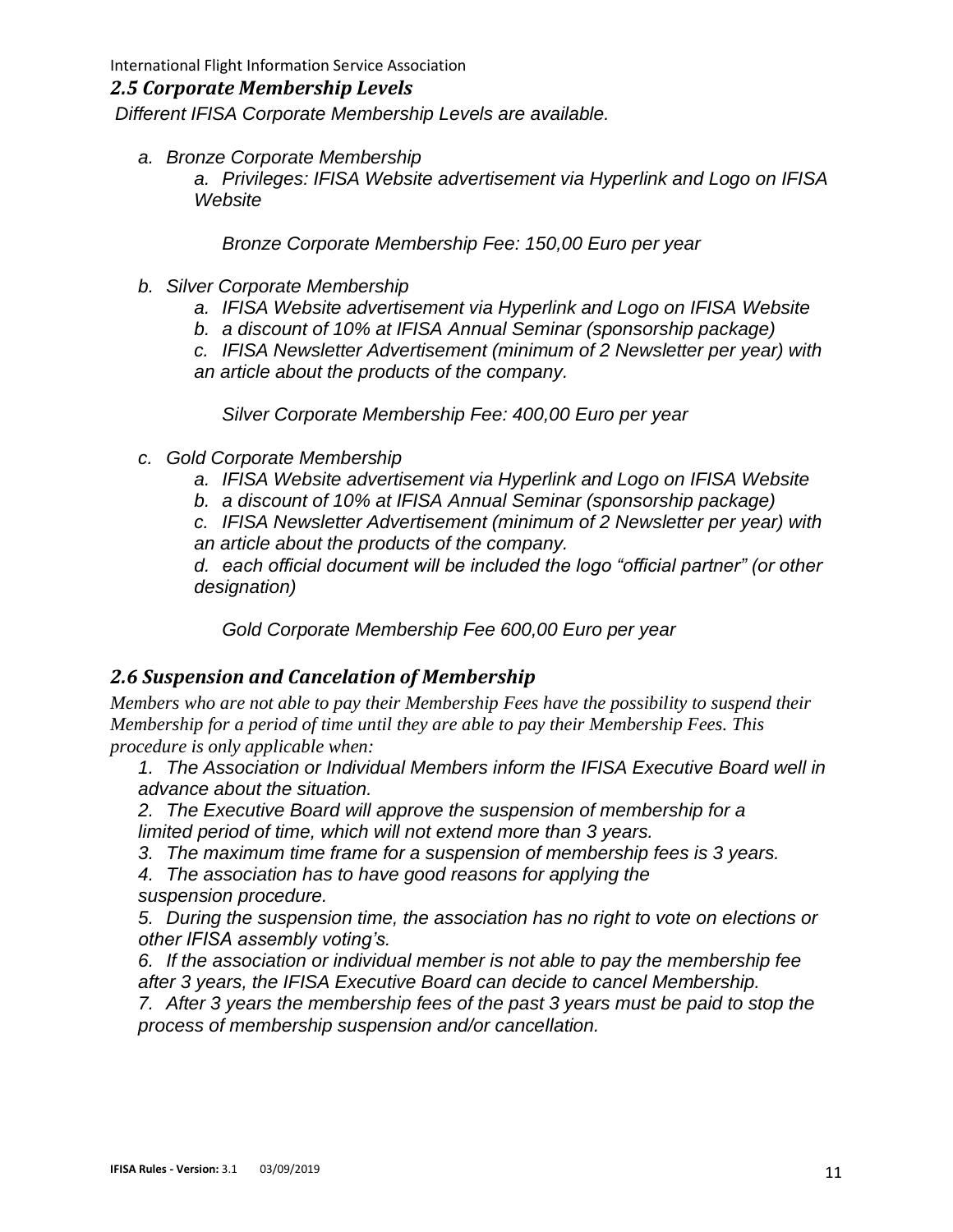## *2.5 Corporate Membership Levels*

*Different IFISA Corporate Membership Levels are available.*

- *a. Bronze Corporate Membership*
  - *a. Privileges: IFISA Website advertisement via Hyperlink and Logo on IFISA Website*

    *Bronze Corporate Membership Fee: 150,00 Euro per year*

- *b. Silver Corporate Membership*
  - *a. IFISA Website advertisement via Hyperlink and Logo on IFISA Website*
  - *b. a discount of 10% at IFISA Annual Seminar (sponsorship package)*
  - *c. IFISA Newsletter Advertisement (minimum of 2 Newsletter per year) with an article about the products of the company.*

    *Silver Corporate Membership Fee: 400,00 Euro per year*

- *c. Gold Corporate Membership*
  - *a. IFISA Website advertisement via Hyperlink and Logo on IFISA Website*
  - *b. a discount of 10% at IFISA Annual Seminar (sponsorship package)*
  - *c. IFISA Newsletter Advertisement (minimum of 2 Newsletter per year) with an article about the products of the company.*
  - *d. each official document will be included the logo "official partner" (or other designation)*

    *Gold Corporate Membership Fee 600,00 Euro per year*

## *2.6 Suspension and Cancelation of Membership*

*Members who are not able to pay their Membership Fees have the possibility to suspend their Membership for a period of time until they are able to pay their Membership Fees. This procedure is only applicable when:*

1. *The Association or Individual Members inform the IFISA Executive Board well in advance about the situation.*
2. *The Executive Board will approve the suspension of membership for a limited period of time, which will not extend more than 3 years.*
3. *The maximum time frame for a suspension of membership fees is 3 years.*
4. *The association has to have good reasons for applying the suspension procedure.*
5. *During the suspension time, the association has no right to vote on elections or other IFISA assembly voting's.*
6. *If the association or individual member is not able to pay the membership fee after 3 years, the IFISA Executive Board can decide to cancel Membership.*
7. *After 3 years the membership fees of the past 3 years must be paid to stop the process of membership suspension and/or cancellation.*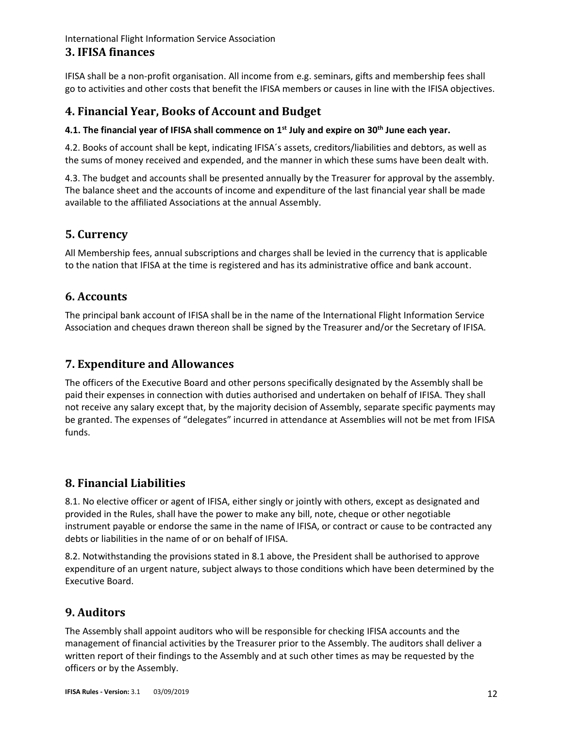## 3. IFISA finances

IFISA shall be a non-profit organisation. All income from e.g. seminars, gifts and membership fees shall go to activities and other costs that benefit the IFISA members or causes in line with the IFISA objectives.

## 4. Financial Year, Books of Account and Budget

**4.1. The financial year of IFISA shall commence on 1st July and expire on 30th June each year.**

4.2. Books of account shall be kept, indicating IFISA´s assets, creditors/liabilities and debtors, as well as the sums of money received and expended, and the manner in which these sums have been dealt with.

4.3. The budget and accounts shall be presented annually by the Treasurer for approval by the assembly. The balance sheet and the accounts of income and expenditure of the last financial year shall be made available to the affiliated Associations at the annual Assembly.

## 5. Currency

All Membership fees, annual subscriptions and charges shall be levied in the currency that is applicable to the nation that IFISA at the time is registered and has its administrative office and bank account.

## 6. Accounts

The principal bank account of IFISA shall be in the name of the International Flight Information Service Association and cheques drawn thereon shall be signed by the Treasurer and/or the Secretary of IFISA.

## 7. Expenditure and Allowances

The officers of the Executive Board and other persons specifically designated by the Assembly shall be paid their expenses in connection with duties authorised and undertaken on behalf of IFISA. They shall not receive any salary except that, by the majority decision of Assembly, separate specific payments may be granted. The expenses of "delegates" incurred in attendance at Assemblies will not be met from IFISA funds.

## 8. Financial Liabilities

8.1. No elective officer or agent of IFISA, either singly or jointly with others, except as designated and provided in the Rules, shall have the power to make any bill, note, cheque or other negotiable instrument payable or endorse the same in the name of IFISA, or contract or cause to be contracted any debts or liabilities in the name of or on behalf of IFISA.

8.2. Notwithstanding the provisions stated in 8.1 above, the President shall be authorised to approve expenditure of an urgent nature, subject always to those conditions which have been determined by the Executive Board.

## 9. Auditors

The Assembly shall appoint auditors who will be responsible for checking IFISA accounts and the management of financial activities by the Treasurer prior to the Assembly. The auditors shall deliver a written report of their findings to the Assembly and at such other times as may be requested by the officers or by the Assembly.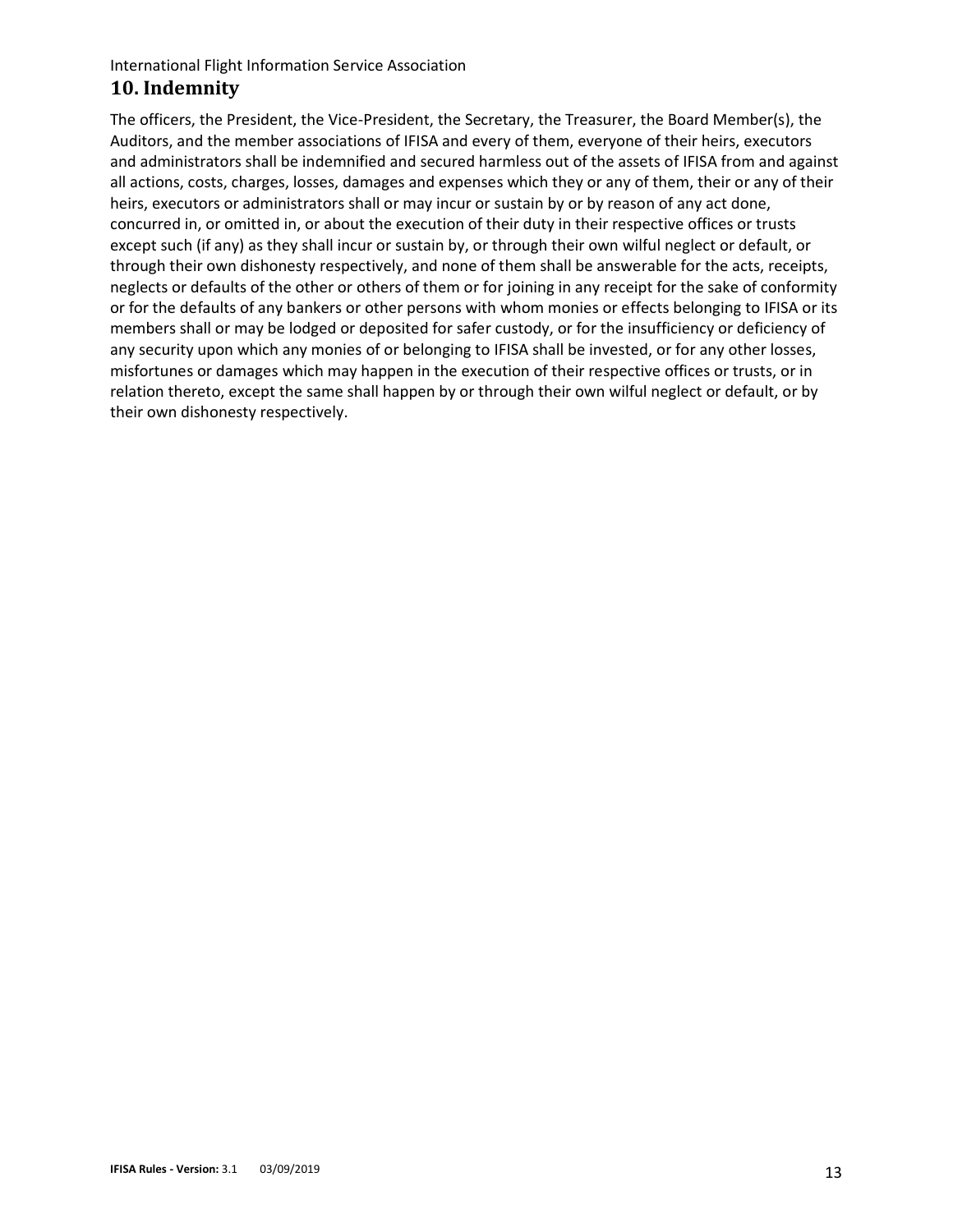## 10. Indemnity

The officers, the President, the Vice-President, the Secretary, the Treasurer, the Board Member(s), the Auditors, and the member associations of IFISA and every of them, everyone of their heirs, executors and administrators shall be indemnified and secured harmless out of the assets of IFISA from and against all actions, costs, charges, losses, damages and expenses which they or any of them, their or any of their heirs, executors or administrators shall or may incur or sustain by or by reason of any act done, concurred in, or omitted in, or about the execution of their duty in their respective offices or trusts except such (if any) as they shall incur or sustain by, or through their own wilful neglect or default, or through their own dishonesty respectively, and none of them shall be answerable for the acts, receipts, neglects or defaults of the other or others of them or for joining in any receipt for the sake of conformity or for the defaults of any bankers or other persons with whom monies or effects belonging to IFISA or its members shall or may be lodged or deposited for safer custody, or for the insufficiency or deficiency of any security upon which any monies of or belonging to IFISA shall be invested, or for any other losses, misfortunes or damages which may happen in the execution of their respective offices or trusts, or in relation thereto, except the same shall happen by or through their own wilful neglect or default, or by their own dishonesty respectively.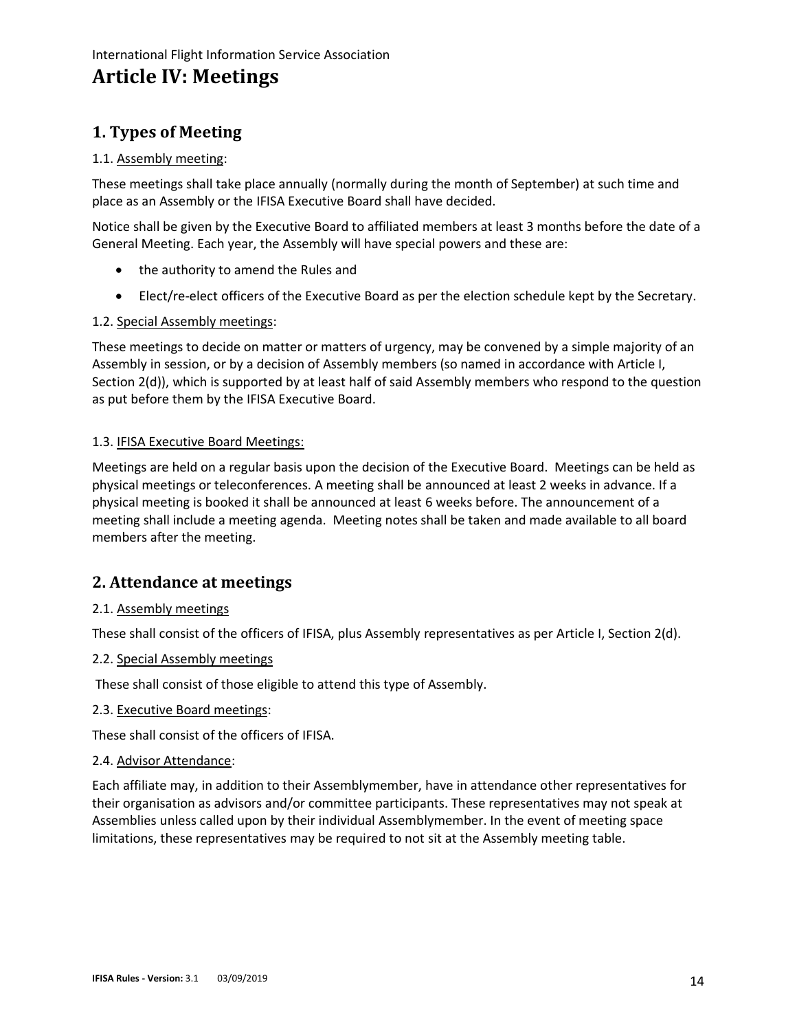# Article IV: Meetings

## 1. Types of Meeting

1.1. Assembly meeting:

These meetings shall take place annually (normally during the month of September) at such time and place as an Assembly or the IFISA Executive Board shall have decided.

Notice shall be given by the Executive Board to affiliated members at least 3 months before the date of a General Meeting. Each year, the Assembly will have special powers and these are:

- the authority to amend the Rules and
- Elect/re-elect officers of the Executive Board as per the election schedule kept by the Secretary.

1.2. Special Assembly meetings:

These meetings to decide on matter or matters of urgency, may be convened by a simple majority of an Assembly in session, or by a decision of Assembly members (so named in accordance with Article I, Section 2(d)), which is supported by at least half of said Assembly members who respond to the question as put before them by the IFISA Executive Board.

1.3. IFISA Executive Board Meetings:

Meetings are held on a regular basis upon the decision of the Executive Board. Meetings can be held as physical meetings or teleconferences. A meeting shall be announced at least 2 weeks in advance. If a physical meeting is booked it shall be announced at least 6 weeks before. The announcement of a meeting shall include a meeting agenda. Meeting notes shall be taken and made available to all board members after the meeting.

## 2. Attendance at meetings

2.1. Assembly meetings

These shall consist of the officers of IFISA, plus Assembly representatives as per Article I, Section 2(d).

2.2. Special Assembly meetings

These shall consist of those eligible to attend this type of Assembly.

2.3. Executive Board meetings:

These shall consist of the officers of IFISA.

2.4. Advisor Attendance:

Each affiliate may, in addition to their Assemblymember, have in attendance other representatives for their organisation as advisors and/or committee participants. These representatives may not speak at Assemblies unless called upon by their individual Assemblymember. In the event of meeting space limitations, these representatives may be required to not sit at the Assembly meeting table.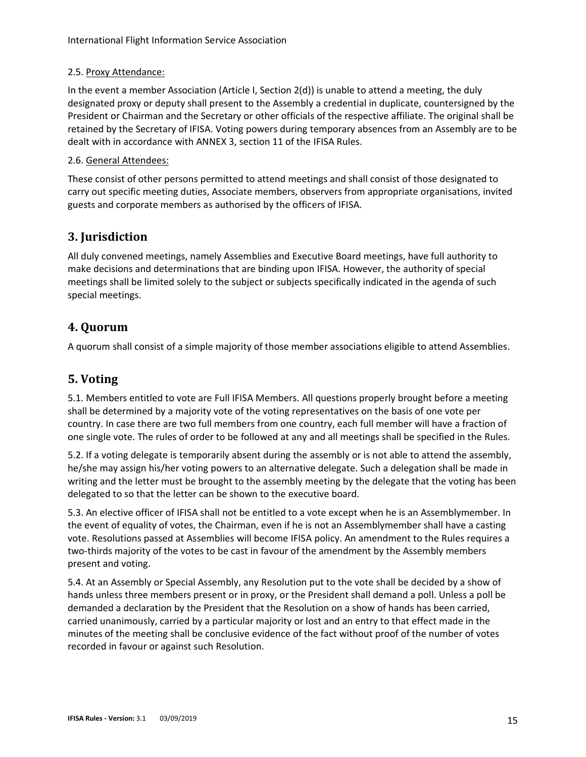2.5. Proxy Attendance:

In the event a member Association (Article I, Section 2(d)) is unable to attend a meeting, the duly designated proxy or deputy shall present to the Assembly a credential in duplicate, countersigned by the President or Chairman and the Secretary or other officials of the respective affiliate. The original shall be retained by the Secretary of IFISA. Voting powers during temporary absences from an Assembly are to be dealt with in accordance with ANNEX 3, section 11 of the IFISA Rules.

2.6. General Attendees:

These consist of other persons permitted to attend meetings and shall consist of those designated to carry out specific meeting duties, Associate members, observers from appropriate organisations, invited guests and corporate members as authorised by the officers of IFISA.

## 3. Jurisdiction

All duly convened meetings, namely Assemblies and Executive Board meetings, have full authority to make decisions and determinations that are binding upon IFISA. However, the authority of special meetings shall be limited solely to the subject or subjects specifically indicated in the agenda of such special meetings.

## 4. Quorum

A quorum shall consist of a simple majority of those member associations eligible to attend Assemblies.

## 5. Voting

5.1. Members entitled to vote are Full IFISA Members. All questions properly brought before a meeting shall be determined by a majority vote of the voting representatives on the basis of one vote per country. In case there are two full members from one country, each full member will have a fraction of one single vote. The rules of order to be followed at any and all meetings shall be specified in the Rules.

5.2. If a voting delegate is temporarily absent during the assembly or is not able to attend the assembly, he/she may assign his/her voting powers to an alternative delegate. Such a delegation shall be made in writing and the letter must be brought to the assembly meeting by the delegate that the voting has been delegated to so that the letter can be shown to the executive board.

5.3. An elective officer of IFISA shall not be entitled to a vote except when he is an Assemblymember. In the event of equality of votes, the Chairman, even if he is not an Assemblymember shall have a casting vote. Resolutions passed at Assemblies will become IFISA policy. An amendment to the Rules requires a two-thirds majority of the votes to be cast in favour of the amendment by the Assembly members present and voting.

5.4. At an Assembly or Special Assembly, any Resolution put to the vote shall be decided by a show of hands unless three members present or in proxy, or the President shall demand a poll. Unless a poll be demanded a declaration by the President that the Resolution on a show of hands has been carried, carried unanimously, carried by a particular majority or lost and an entry to that effect made in the minutes of the meeting shall be conclusive evidence of the fact without proof of the number of votes recorded in favour or against such Resolution.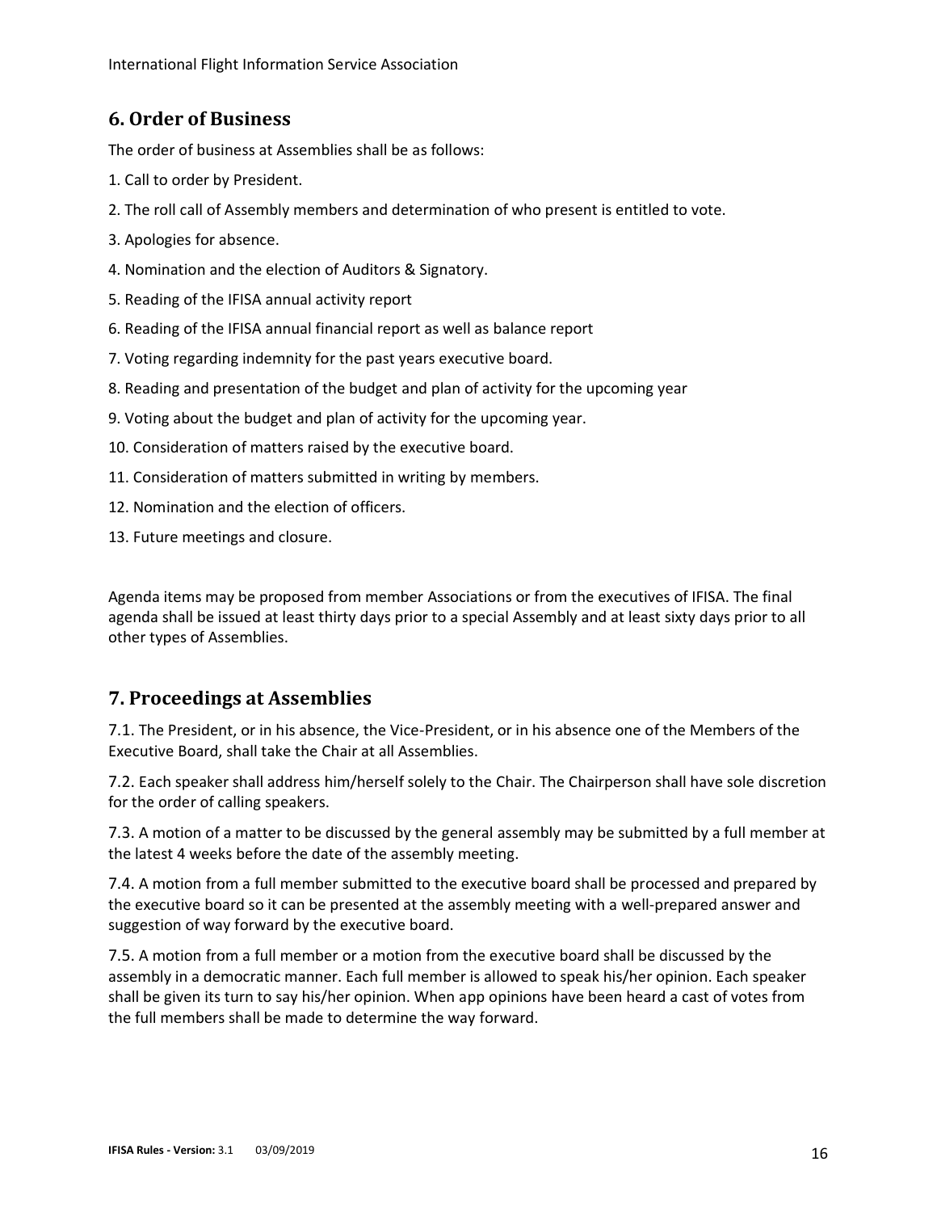## 6. Order of Business

The order of business at Assemblies shall be as follows:

1. Call to order by President.
2. The roll call of Assembly members and determination of who present is entitled to vote.
3. Apologies for absence.
4. Nomination and the election of Auditors & Signatory.
5. Reading of the IFISA annual activity report
6. Reading of the IFISA annual financial report as well as balance report
7. Voting regarding indemnity for the past years executive board.
8. Reading and presentation of the budget and plan of activity for the upcoming year
9. Voting about the budget and plan of activity for the upcoming year.
10. Consideration of matters raised by the executive board.
11. Consideration of matters submitted in writing by members.
12. Nomination and the election of officers.
13. Future meetings and closure.

Agenda items may be proposed from member Associations or from the executives of IFISA. The final agenda shall be issued at least thirty days prior to a special Assembly and at least sixty days prior to all other types of Assemblies.

## 7. Proceedings at Assemblies

7.1. The President, or in his absence, the Vice-President, or in his absence one of the Members of the Executive Board, shall take the Chair at all Assemblies.

7.2. Each speaker shall address him/herself solely to the Chair. The Chairperson shall have sole discretion for the order of calling speakers.

7.3. A motion of a matter to be discussed by the general assembly may be submitted by a full member at the latest 4 weeks before the date of the assembly meeting.

7.4. A motion from a full member submitted to the executive board shall be processed and prepared by the executive board so it can be presented at the assembly meeting with a well-prepared answer and suggestion of way forward by the executive board.

7.5. A motion from a full member or a motion from the executive board shall be discussed by the assembly in a democratic manner. Each full member is allowed to speak his/her opinion. Each speaker shall be given its turn to say his/her opinion. When app opinions have been heard a cast of votes from the full members shall be made to determine the way forward.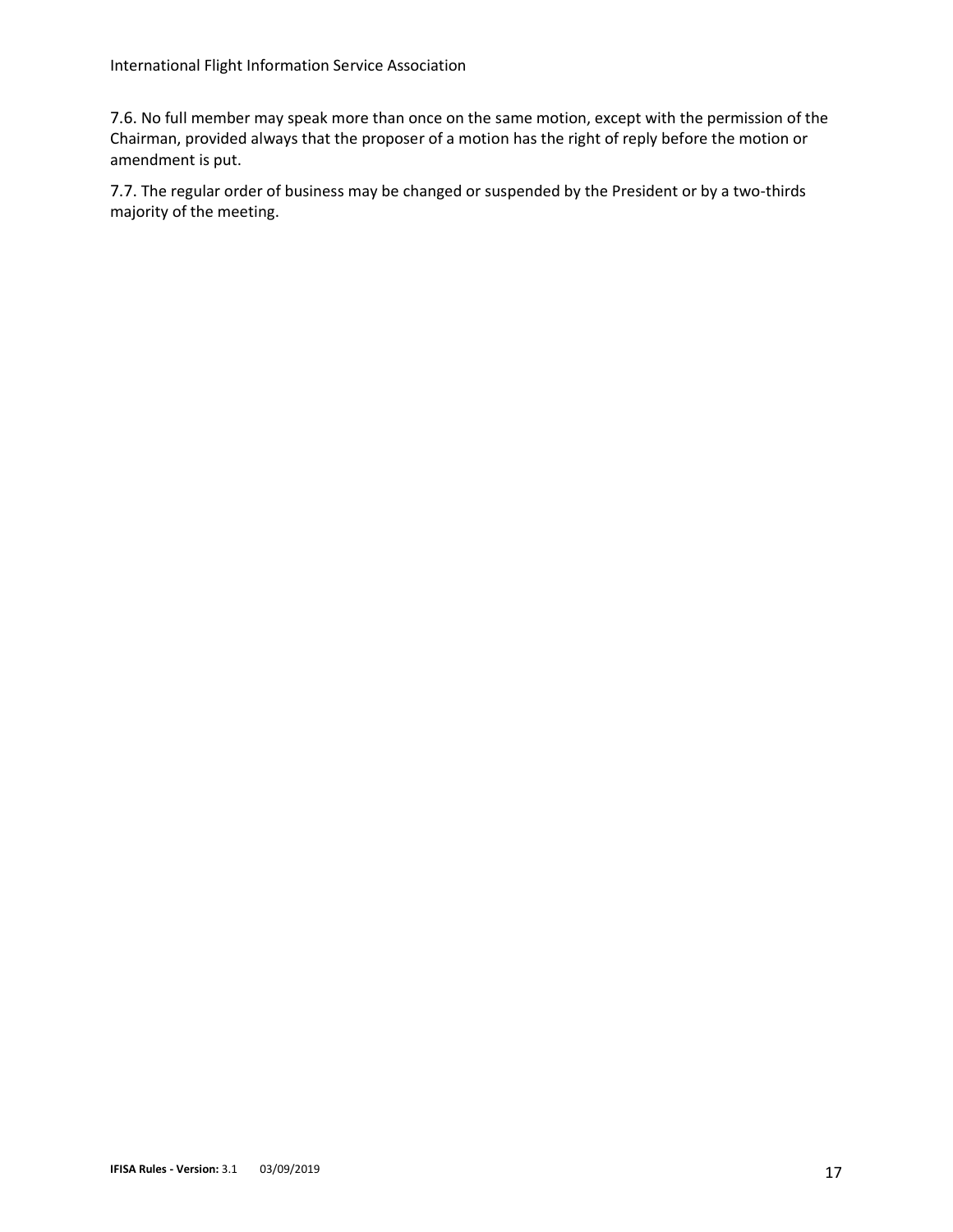7.6. No full member may speak more than once on the same motion, except with the permission of the Chairman, provided always that the proposer of a motion has the right of reply before the motion or amendment is put.

7.7. The regular order of business may be changed or suspended by the President or by a two-thirds majority of the meeting.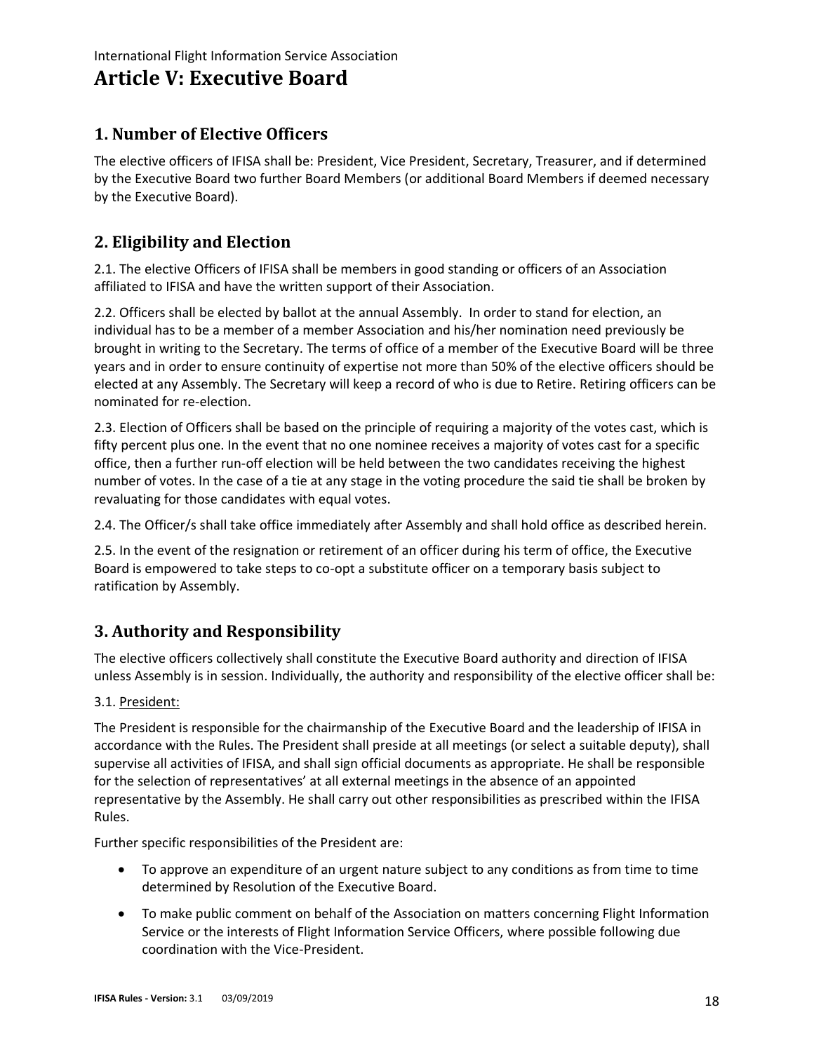International Flight Information Service Association

# Article V: Executive Board

## 1. Number of Elective Officers

The elective officers of IFISA shall be: President, Vice President, Secretary, Treasurer, and if determined by the Executive Board two further Board Members (or additional Board Members if deemed necessary by the Executive Board).

## 2. Eligibility and Election

2.1. The elective Officers of IFISA shall be members in good standing or officers of an Association affiliated to IFISA and have the written support of their Association.

2.2. Officers shall be elected by ballot at the annual Assembly. In order to stand for election, an individual has to be a member of a member Association and his/her nomination need previously be brought in writing to the Secretary. The terms of office of a member of the Executive Board will be three years and in order to ensure continuity of expertise not more than 50% of the elective officers should be elected at any Assembly. The Secretary will keep a record of who is due to Retire. Retiring officers can be nominated for re-election.

2.3. Election of Officers shall be based on the principle of requiring a majority of the votes cast, which is fifty percent plus one. In the event that no one nominee receives a majority of votes cast for a specific office, then a further run-off election will be held between the two candidates receiving the highest number of votes. In the case of a tie at any stage in the voting procedure the said tie shall be broken by revaluating for those candidates with equal votes.

2.4. The Officer/s shall take office immediately after Assembly and shall hold office as described herein.

2.5. In the event of the resignation or retirement of an officer during his term of office, the Executive Board is empowered to take steps to co-opt a substitute officer on a temporary basis subject to ratification by Assembly.

## 3. Authority and Responsibility

The elective officers collectively shall constitute the Executive Board authority and direction of IFISA unless Assembly is in session. Individually, the authority and responsibility of the elective officer shall be:

3.1. President:

The President is responsible for the chairmanship of the Executive Board and the leadership of IFISA in accordance with the Rules. The President shall preside at all meetings (or select a suitable deputy), shall supervise all activities of IFISA, and shall sign official documents as appropriate. He shall be responsible for the selection of representatives' at all external meetings in the absence of an appointed representative by the Assembly. He shall carry out other responsibilities as prescribed within the IFISA Rules.

Further specific responsibilities of the President are:

- To approve an expenditure of an urgent nature subject to any conditions as from time to time determined by Resolution of the Executive Board.
- To make public comment on behalf of the Association on matters concerning Flight Information Service or the interests of Flight Information Service Officers, where possible following due coordination with the Vice-President.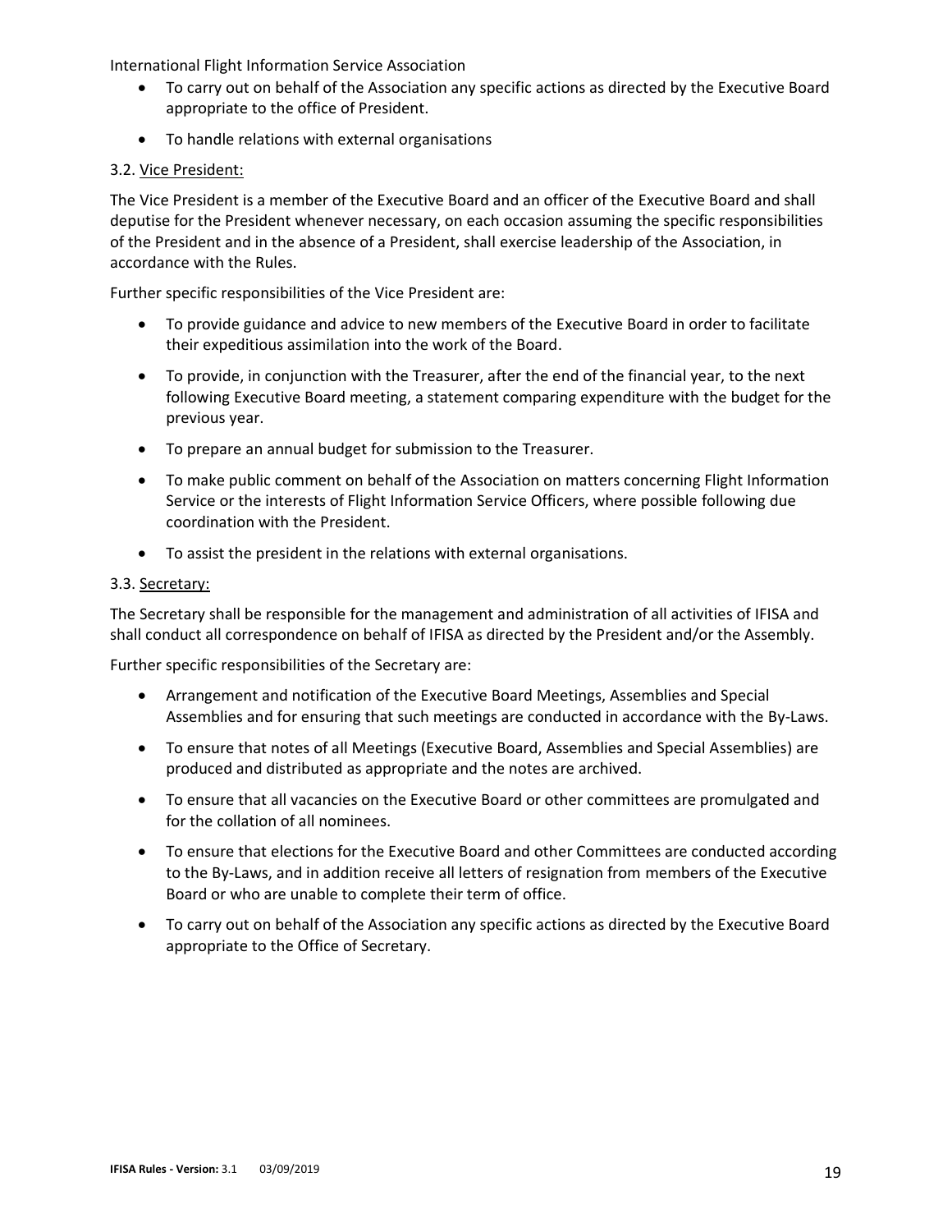- To carry out on behalf of the Association any specific actions as directed by the Executive Board appropriate to the office of President.
- To handle relations with external organisations

### 3.2. Vice President:

The Vice President is a member of the Executive Board and an officer of the Executive Board and shall deputise for the President whenever necessary, on each occasion assuming the specific responsibilities of the President and in the absence of a President, shall exercise leadership of the Association, in accordance with the Rules.

Further specific responsibilities of the Vice President are:

- To provide guidance and advice to new members of the Executive Board in order to facilitate their expeditious assimilation into the work of the Board.
- To provide, in conjunction with the Treasurer, after the end of the financial year, to the next following Executive Board meeting, a statement comparing expenditure with the budget for the previous year.
- To prepare an annual budget for submission to the Treasurer.
- To make public comment on behalf of the Association on matters concerning Flight Information Service or the interests of Flight Information Service Officers, where possible following due coordination with the President.
- To assist the president in the relations with external organisations.

### 3.3. Secretary:

The Secretary shall be responsible for the management and administration of all activities of IFISA and shall conduct all correspondence on behalf of IFISA as directed by the President and/or the Assembly.

Further specific responsibilities of the Secretary are:

- Arrangement and notification of the Executive Board Meetings, Assemblies and Special Assemblies and for ensuring that such meetings are conducted in accordance with the By-Laws.
- To ensure that notes of all Meetings (Executive Board, Assemblies and Special Assemblies) are produced and distributed as appropriate and the notes are archived.
- To ensure that all vacancies on the Executive Board or other committees are promulgated and for the collation of all nominees.
- To ensure that elections for the Executive Board and other Committees are conducted according to the By-Laws, and in addition receive all letters of resignation from members of the Executive Board or who are unable to complete their term of office.
- To carry out on behalf of the Association any specific actions as directed by the Executive Board appropriate to the Office of Secretary.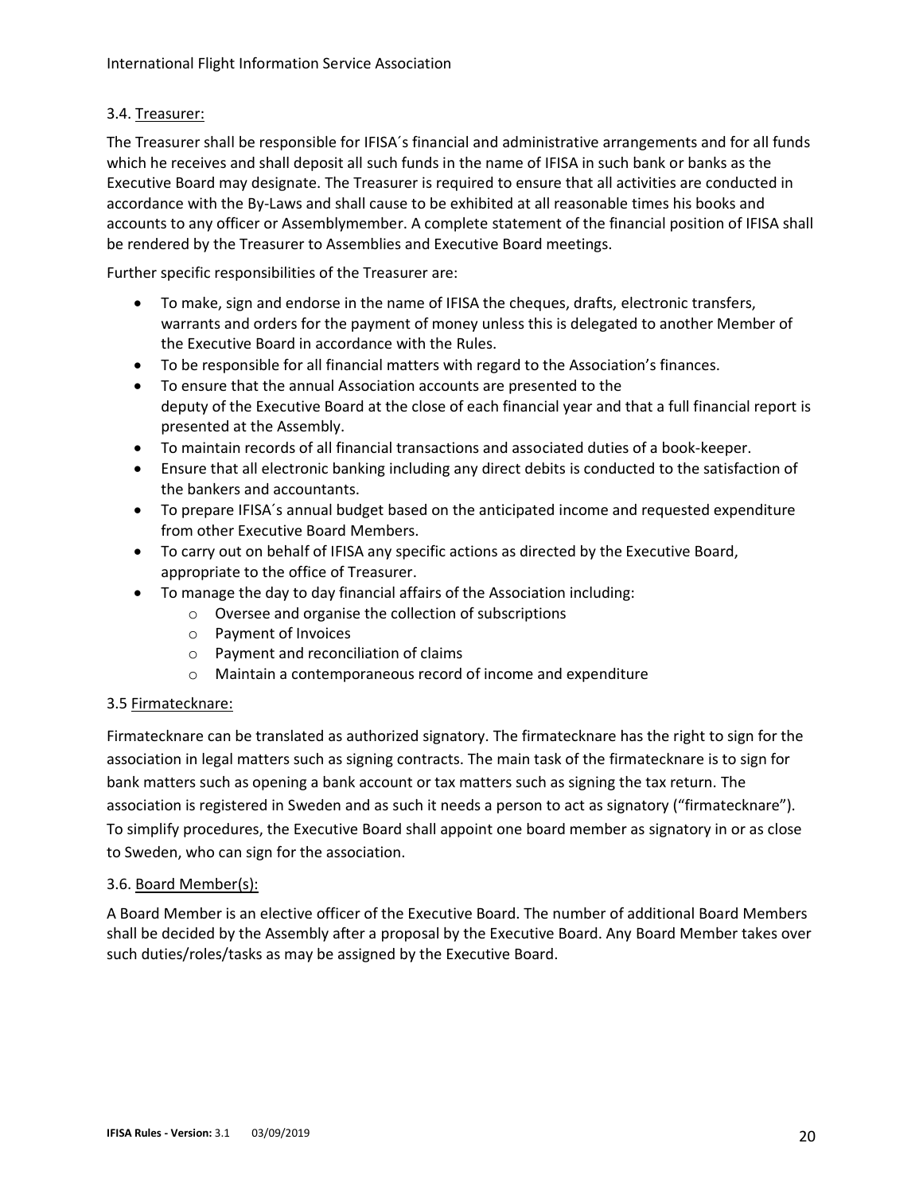### 3.4. Treasurer:

The Treasurer shall be responsible for IFISA´s financial and administrative arrangements and for all funds which he receives and shall deposit all such funds in the name of IFISA in such bank or banks as the Executive Board may designate. The Treasurer is required to ensure that all activities are conducted in accordance with the By-Laws and shall cause to be exhibited at all reasonable times his books and accounts to any officer or Assemblymember. A complete statement of the financial position of IFISA shall be rendered by the Treasurer to Assemblies and Executive Board meetings.

Further specific responsibilities of the Treasurer are:

- To make, sign and endorse in the name of IFISA the cheques, drafts, electronic transfers, warrants and orders for the payment of money unless this is delegated to another Member of the Executive Board in accordance with the Rules.
- To be responsible for all financial matters with regard to the Association's finances.
- To ensure that the annual Association accounts are presented to the deputy of the Executive Board at the close of each financial year and that a full financial report is presented at the Assembly.
- To maintain records of all financial transactions and associated duties of a book-keeper.
- Ensure that all electronic banking including any direct debits is conducted to the satisfaction of the bankers and accountants.
- To prepare IFISA´s annual budget based on the anticipated income and requested expenditure from other Executive Board Members.
- To carry out on behalf of IFISA any specific actions as directed by the Executive Board, appropriate to the office of Treasurer.
- To manage the day to day financial affairs of the Association including:
  - Oversee and organise the collection of subscriptions
  - Payment of Invoices
  - Payment and reconciliation of claims
  - Maintain a contemporaneous record of income and expenditure

### 3.5 Firmatecknare:

Firmatecknare can be translated as authorized signatory. The firmatecknare has the right to sign for the association in legal matters such as signing contracts. The main task of the firmatecknare is to sign for bank matters such as opening a bank account or tax matters such as signing the tax return. The association is registered in Sweden and as such it needs a person to act as signatory ("firmatecknare"). To simplify procedures, the Executive Board shall appoint one board member as signatory in or as close to Sweden, who can sign for the association.

### 3.6. Board Member(s):

A Board Member is an elective officer of the Executive Board. The number of additional Board Members shall be decided by the Assembly after a proposal by the Executive Board. Any Board Member takes over such duties/roles/tasks as may be assigned by the Executive Board.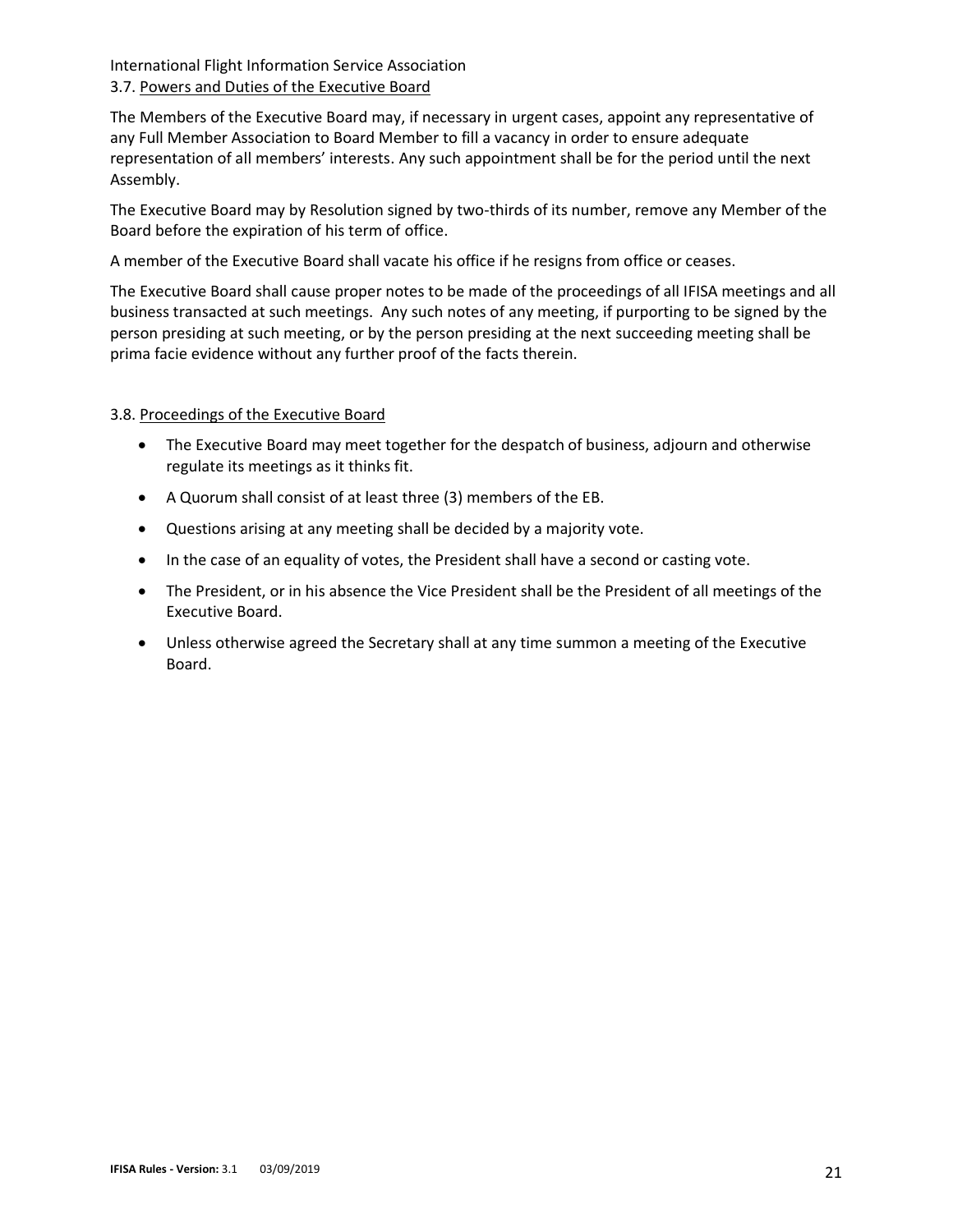International Flight Information Service Association

### 3.7. Powers and Duties of the Executive Board

The Members of the Executive Board may, if necessary in urgent cases, appoint any representative of any Full Member Association to Board Member to fill a vacancy in order to ensure adequate representation of all members' interests. Any such appointment shall be for the period until the next Assembly.

The Executive Board may by Resolution signed by two-thirds of its number, remove any Member of the Board before the expiration of his term of office.

A member of the Executive Board shall vacate his office if he resigns from office or ceases.

The Executive Board shall cause proper notes to be made of the proceedings of all IFISA meetings and all business transacted at such meetings. Any such notes of any meeting, if purporting to be signed by the person presiding at such meeting, or by the person presiding at the next succeeding meeting shall be prima facie evidence without any further proof of the facts therein.

### 3.8. Proceedings of the Executive Board

- The Executive Board may meet together for the despatch of business, adjourn and otherwise regulate its meetings as it thinks fit.
- A Quorum shall consist of at least three (3) members of the EB.
- Questions arising at any meeting shall be decided by a majority vote.
- In the case of an equality of votes, the President shall have a second or casting vote.
- The President, or in his absence the Vice President shall be the President of all meetings of the Executive Board.
- Unless otherwise agreed the Secretary shall at any time summon a meeting of the Executive Board.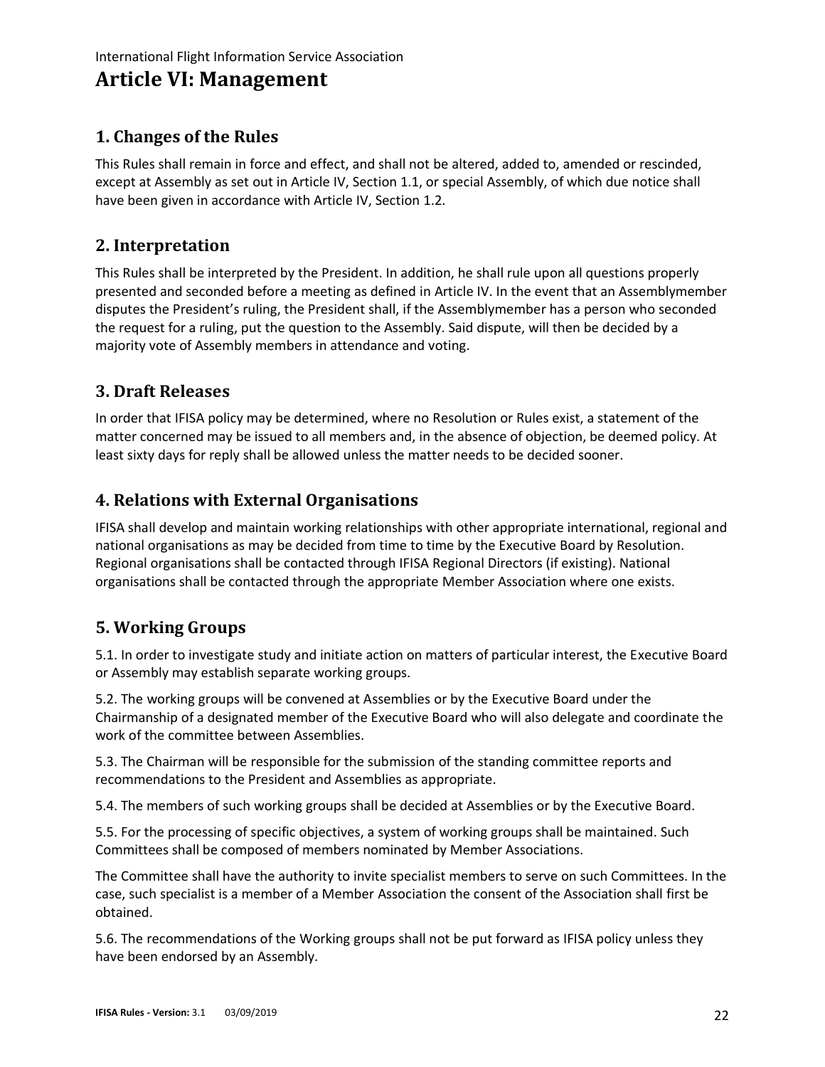# Article VI: Management

## 1. Changes of the Rules

This Rules shall remain in force and effect, and shall not be altered, added to, amended or rescinded, except at Assembly as set out in Article IV, Section 1.1, or special Assembly, of which due notice shall have been given in accordance with Article IV, Section 1.2.

## 2. Interpretation

This Rules shall be interpreted by the President. In addition, he shall rule upon all questions properly presented and seconded before a meeting as defined in Article IV. In the event that an Assemblymember disputes the President's ruling, the President shall, if the Assemblymember has a person who seconded the request for a ruling, put the question to the Assembly. Said dispute, will then be decided by a majority vote of Assembly members in attendance and voting.

## 3. Draft Releases

In order that IFISA policy may be determined, where no Resolution or Rules exist, a statement of the matter concerned may be issued to all members and, in the absence of objection, be deemed policy. At least sixty days for reply shall be allowed unless the matter needs to be decided sooner.

## 4. Relations with External Organisations

IFISA shall develop and maintain working relationships with other appropriate international, regional and national organisations as may be decided from time to time by the Executive Board by Resolution. Regional organisations shall be contacted through IFISA Regional Directors (if existing). National organisations shall be contacted through the appropriate Member Association where one exists.

## 5. Working Groups

5.1. In order to investigate study and initiate action on matters of particular interest, the Executive Board or Assembly may establish separate working groups.

5.2. The working groups will be convened at Assemblies or by the Executive Board under the Chairmanship of a designated member of the Executive Board who will also delegate and coordinate the work of the committee between Assemblies.

5.3. The Chairman will be responsible for the submission of the standing committee reports and recommendations to the President and Assemblies as appropriate.

5.4. The members of such working groups shall be decided at Assemblies or by the Executive Board.

5.5. For the processing of specific objectives, a system of working groups shall be maintained. Such Committees shall be composed of members nominated by Member Associations.

The Committee shall have the authority to invite specialist members to serve on such Committees. In the case, such specialist is a member of a Member Association the consent of the Association shall first be obtained.

5.6. The recommendations of the Working groups shall not be put forward as IFISA policy unless they have been endorsed by an Assembly.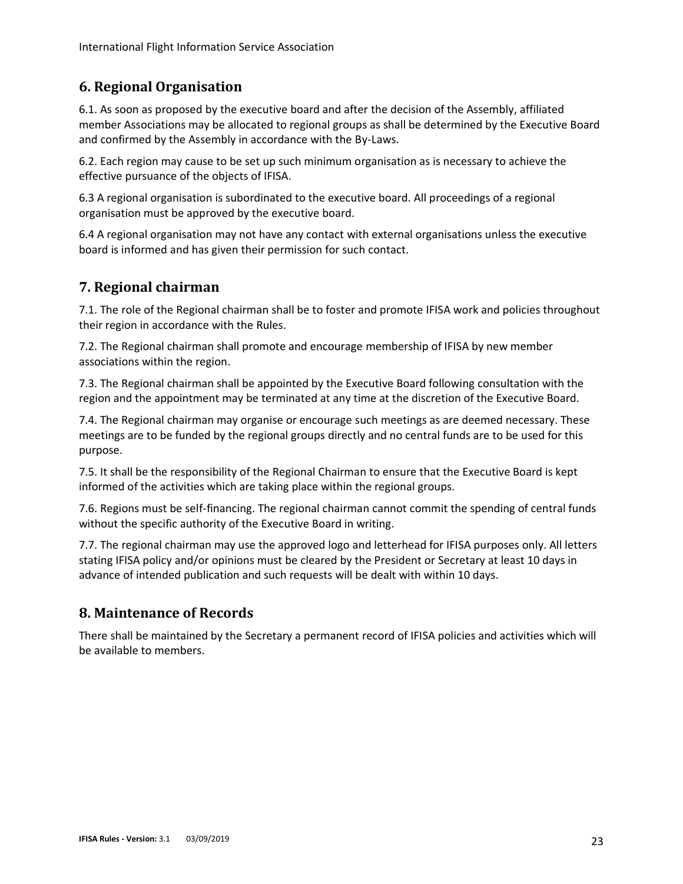## 6. Regional Organisation

6.1. As soon as proposed by the executive board and after the decision of the Assembly, affiliated member Associations may be allocated to regional groups as shall be determined by the Executive Board and confirmed by the Assembly in accordance with the By-Laws.

6.2. Each region may cause to be set up such minimum organisation as is necessary to achieve the effective pursuance of the objects of IFISA.

6.3 A regional organisation is subordinated to the executive board. All proceedings of a regional organisation must be approved by the executive board.

6.4 A regional organisation may not have any contact with external organisations unless the executive board is informed and has given their permission for such contact.

## 7. Regional chairman

7.1. The role of the Regional chairman shall be to foster and promote IFISA work and policies throughout their region in accordance with the Rules.

7.2. The Regional chairman shall promote and encourage membership of IFISA by new member associations within the region.

7.3. The Regional chairman shall be appointed by the Executive Board following consultation with the region and the appointment may be terminated at any time at the discretion of the Executive Board.

7.4. The Regional chairman may organise or encourage such meetings as are deemed necessary. These meetings are to be funded by the regional groups directly and no central funds are to be used for this purpose.

7.5. It shall be the responsibility of the Regional Chairman to ensure that the Executive Board is kept informed of the activities which are taking place within the regional groups.

7.6. Regions must be self-financing. The regional chairman cannot commit the spending of central funds without the specific authority of the Executive Board in writing.

7.7. The regional chairman may use the approved logo and letterhead for IFISA purposes only. All letters stating IFISA policy and/or opinions must be cleared by the President or Secretary at least 10 days in advance of intended publication and such requests will be dealt with within 10 days.

## 8. Maintenance of Records

There shall be maintained by the Secretary a permanent record of IFISA policies and activities which will be available to members.